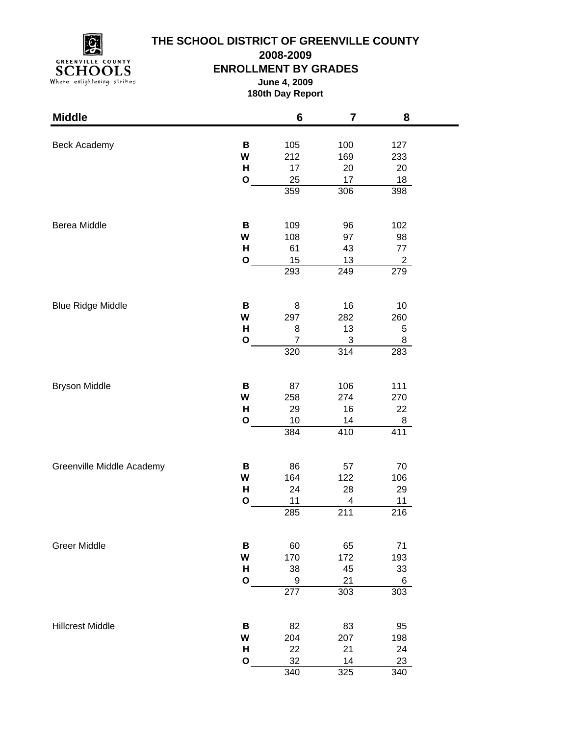# THE SCHOOL DISTRICT OF GREENVILLE COUNTY

## 2008-2009

## ENROLLMENT BY GRADES

**June 4, 2009**

**180th Day Report**

| Middle | | 6 | 7 | 8 |
|---|---|---|---|---|
| Beck Academy | B | 105 | 100 | 127 |
| | W | 212 | 169 | 233 |
| | H | 17 | 20 | 20 |
| | O | 25 | 17 | 18 |
| | | 359 | 306 | 398 |
| Berea Middle | B | 109 | 96 | 102 |
| | W | 108 | 97 | 98 |
| | H | 61 | 43 | 77 |
| | O | 15 | 13 | 2 |
| | | 293 | 249 | 279 |
| Blue Ridge Middle | B | 8 | 16 | 10 |
| | W | 297 | 282 | 260 |
| | H | 8 | 13 | 5 |
| | O | 7 | 3 | 8 |
| | | 320 | 314 | 283 |
| Bryson Middle | B | 87 | 106 | 111 |
| | W | 258 | 274 | 270 |
| | H | 29 | 16 | 22 |
| | O | 10 | 14 | 8 |
| | | 384 | 410 | 411 |
| Greenville Middle Academy | B | 86 | 57 | 70 |
| | W | 164 | 122 | 106 |
| | H | 24 | 28 | 29 |
| | O | 11 | 4 | 11 |
| | | 285 | 211 | 216 |
| Greer Middle | B | 60 | 65 | 71 |
| | W | 170 | 172 | 193 |
| | H | 38 | 45 | 33 |
| | O | 9 | 21 | 6 |
| | | 277 | 303 | 303 |
| Hillcrest Middle | B | 82 | 83 | 95 |
| | W | 204 | 207 | 198 |
| | H | 22 | 21 | 24 |
| | O | 32 | 14 | 23 |
| | | 340 | 325 | 340 |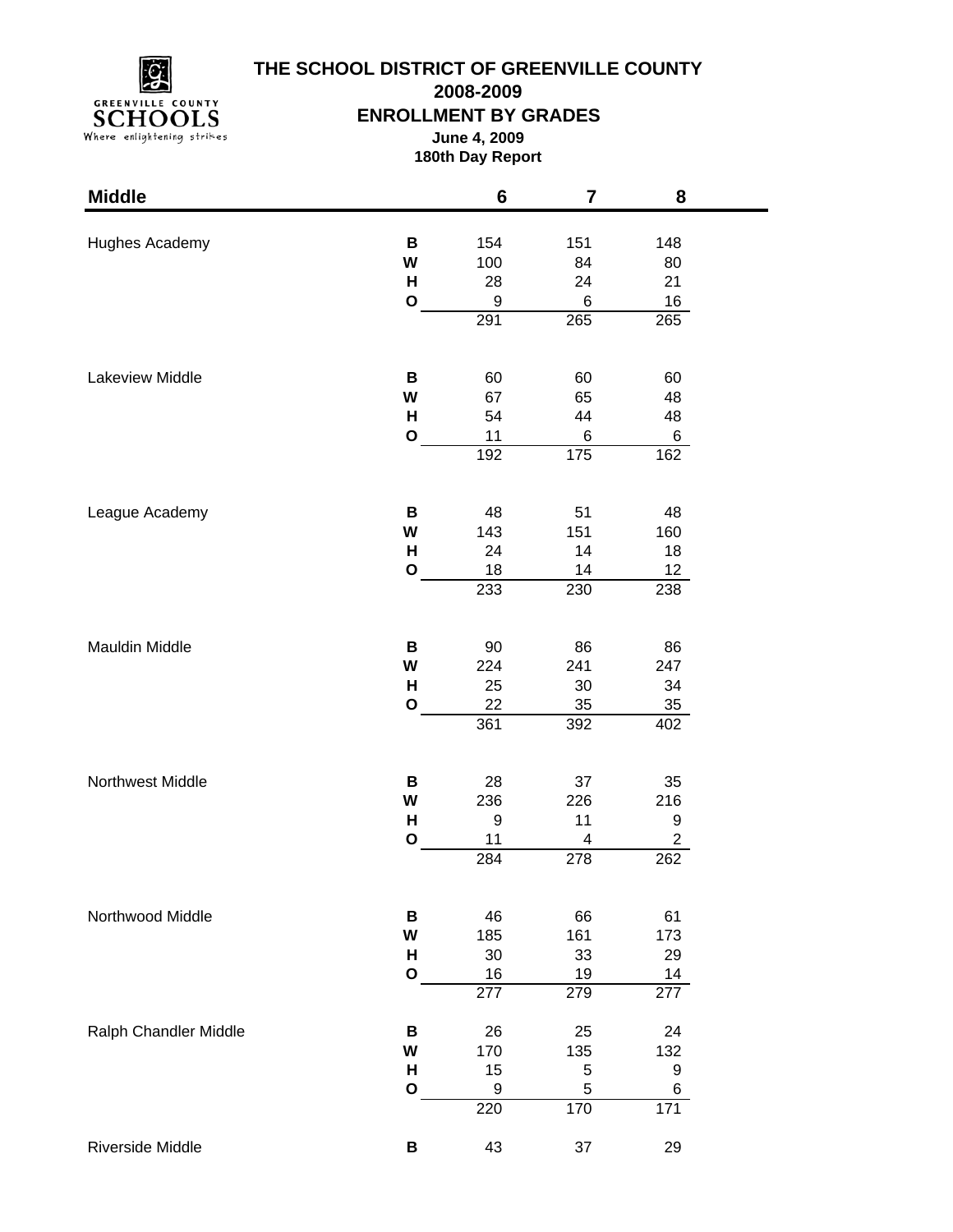# THE SCHOOL DISTRICT OF GREENVILLE COUNTY

## 2008-2009

## ENROLLMENT BY GRADES

**June 4, 2009**

**180th Day Report**

| Middle | | 6 | 7 | 8 |
|---|---|---|---|---|
| Hughes Academy | **B** | 154 | 151 | 148 |
| | **W** | 100 | 84 | 80 |
| | **H** | 28 | 24 | 21 |
| | **O** | 9 | 6 | 16 |
| | | 291 | 265 | 265 |
| Lakeview Middle | **B** | 60 | 60 | 60 |
| | **W** | 67 | 65 | 48 |
| | **H** | 54 | 44 | 48 |
| | **O** | 11 | 6 | 6 |
| | | 192 | 175 | 162 |
| League Academy | **B** | 48 | 51 | 48 |
| | **W** | 143 | 151 | 160 |
| | **H** | 24 | 14 | 18 |
| | **O** | 18 | 14 | 12 |
| | | 233 | 230 | 238 |
| Mauldin Middle | **B** | 90 | 86 | 86 |
| | **W** | 224 | 241 | 247 |
| | **H** | 25 | 30 | 34 |
| | **O** | 22 | 35 | 35 |
| | | 361 | 392 | 402 |
| Northwest Middle | **B** | 28 | 37 | 35 |
| | **W** | 236 | 226 | 216 |
| | **H** | 9 | 11 | 9 |
| | **O** | 11 | 4 | 2 |
| | | 284 | 278 | 262 |
| Northwood Middle | **B** | 46 | 66 | 61 |
| | **W** | 185 | 161 | 173 |
| | **H** | 30 | 33 | 29 |
| | **O** | 16 | 19 | 14 |
| | | 277 | 279 | 277 |
| Ralph Chandler Middle | **B** | 26 | 25 | 24 |
| | **W** | 170 | 135 | 132 |
| | **H** | 15 | 5 | 9 |
| | **O** | 9 | 5 | 6 |
| | | 220 | 170 | 171 |
| Riverside Middle | **B** | 43 | 37 | 29 |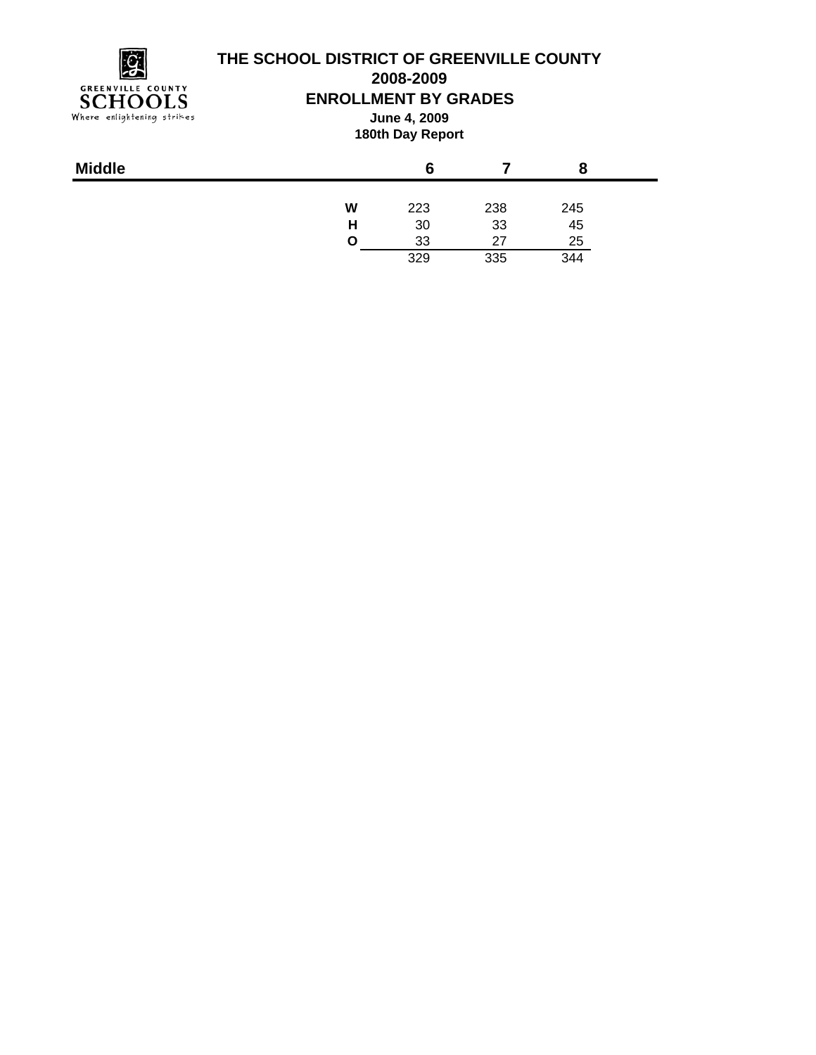# THE SCHOOL DISTRICT OF GREENVILLE COUNTY

## 2008-2009

## ENROLLMENT BY GRADES

**June 4, 2009**

**180th Day Report**

| Middle | | 6 | 7 | 8 |
|---|---|---|---|---|
| | **W** | 223 | 238 | 245 |
| | **H** | 30 | 33 | 45 |
| | **O** | 33 | 27 | 25 |
| | | 329 | 335 | 344 |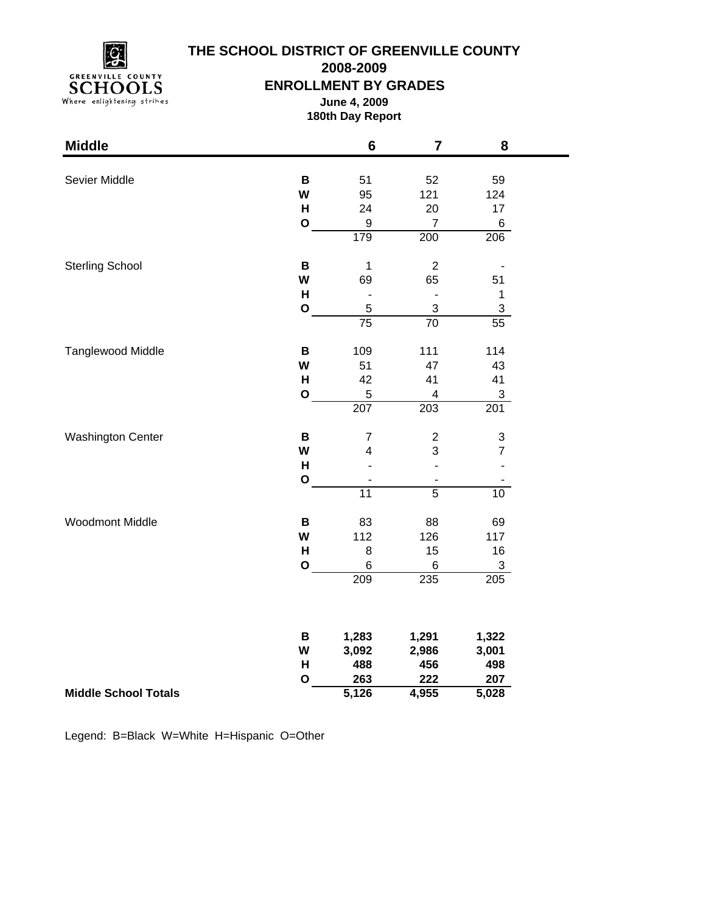# THE SCHOOL DISTRICT OF GREENVILLE COUNTY

## 2008-2009

## ENROLLMENT BY GRADES

**June 4, 2009**

**180th Day Report**

| Middle | | 6 | 7 | 8 |
|---|---|---|---|---|
| Sevier Middle | B | 51 | 52 | 59 |
| | W | 95 | 121 | 124 |
| | H | 24 | 20 | 17 |
| | O | 9 | 7 | 6 |
| | | 179 | 200 | 206 |
| Sterling School | B | 1 | 2 | - |
| | W | 69 | 65 | 51 |
| | H | - | - | 1 |
| | O | 5 | 3 | 3 |
| | | 75 | 70 | 55 |
| Tanglewood Middle | B | 109 | 111 | 114 |
| | W | 51 | 47 | 43 |
| | H | 42 | 41 | 41 |
| | O | 5 | 4 | 3 |
| | | 207 | 203 | 201 |
| Washington Center | B | 7 | 2 | 3 |
| | W | 4 | 3 | 7 |
| | H | - | - | - |
| | O | - | - | - |
| | | 11 | 5 | 10 |
| Woodmont Middle | B | 83 | 88 | 69 |
| | W | 112 | 126 | 117 |
| | H | 8 | 15 | 16 |
| | O | 6 | 6 | 3 |
| | | 209 | 235 | 205 |
| | **B** | **1,283** | **1,291** | **1,322** |
| | **W** | **3,092** | **2,986** | **3,001** |
| | **H** | **488** | **456** | **498** |
| | **O** | **263** | **222** | **207** |
| **Middle School Totals** | | **5,126** | **4,955** | **5,028** |

Legend: B=Black W=White H=Hispanic O=Other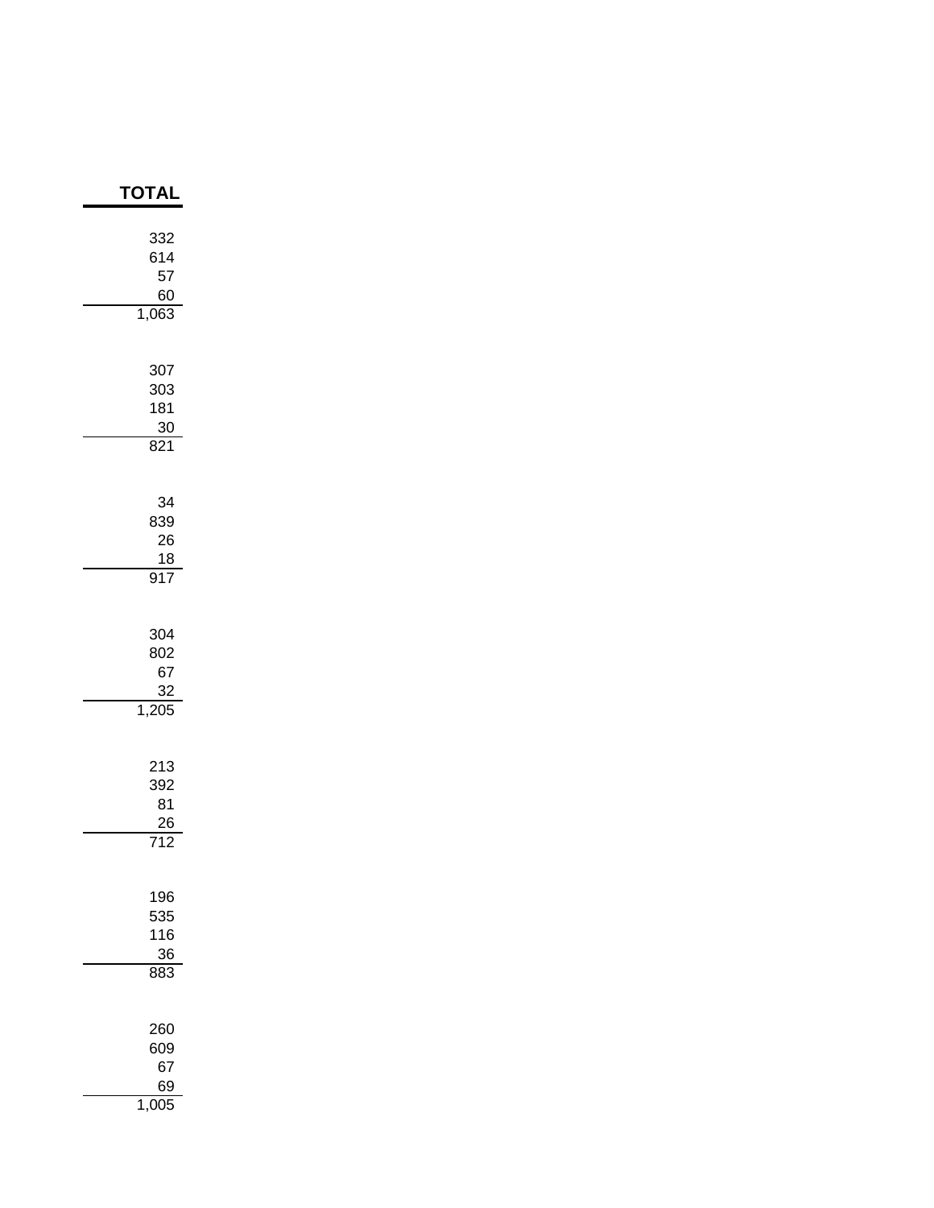| TOTAL |
|---:|
| 332 |
| 614 |
| 57 |
| 60 |
| 1,063 |
| |
| 307 |
| 303 |
| 181 |
| 30 |
| 821 |
| |
| 34 |
| 839 |
| 26 |
| 18 |
| 917 |
| |
| 304 |
| 802 |
| 67 |
| 32 |
| 1,205 |
| |
| 213 |
| 392 |
| 81 |
| 26 |
| 712 |
| |
| 196 |
| 535 |
| 116 |
| 36 |
| 883 |
| |
| 260 |
| 609 |
| 67 |
| 69 |
| 1,005 |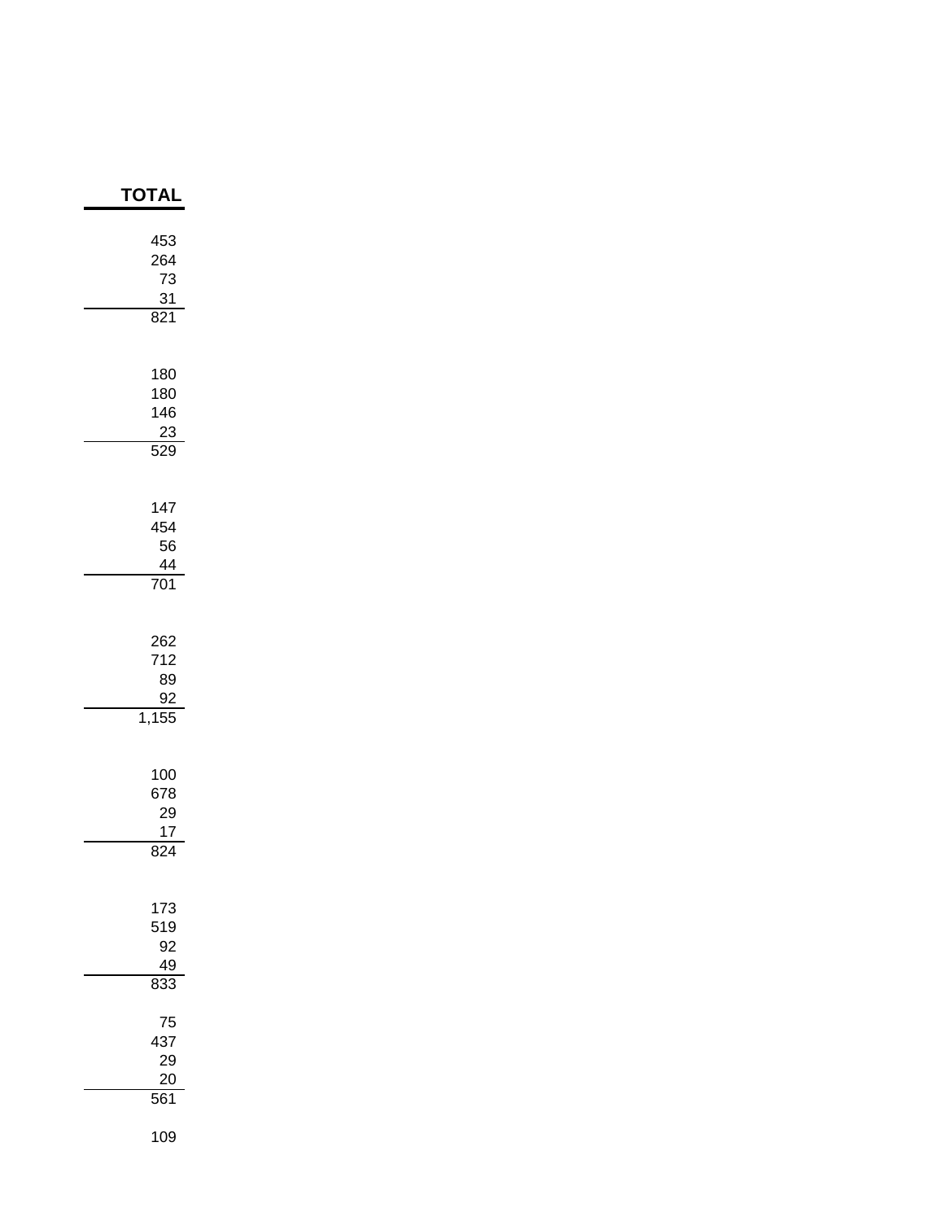| TOTAL |
|---|
| 453 |
| 264 |
| 73 |
| 31 |
| 821 |
| |
| 180 |
| 180 |
| 146 |
| 23 |
| 529 |
| |
| 147 |
| 454 |
| 56 |
| 44 |
| 701 |
| |
| 262 |
| 712 |
| 89 |
| 92 |
| 1,155 |
| |
| 100 |
| 678 |
| 29 |
| 17 |
| 824 |
| |
| 173 |
| 519 |
| 92 |
| 49 |
| 833 |
| |
| 75 |
| 437 |
| 29 |
| 20 |
| 561 |
| |
| 109 |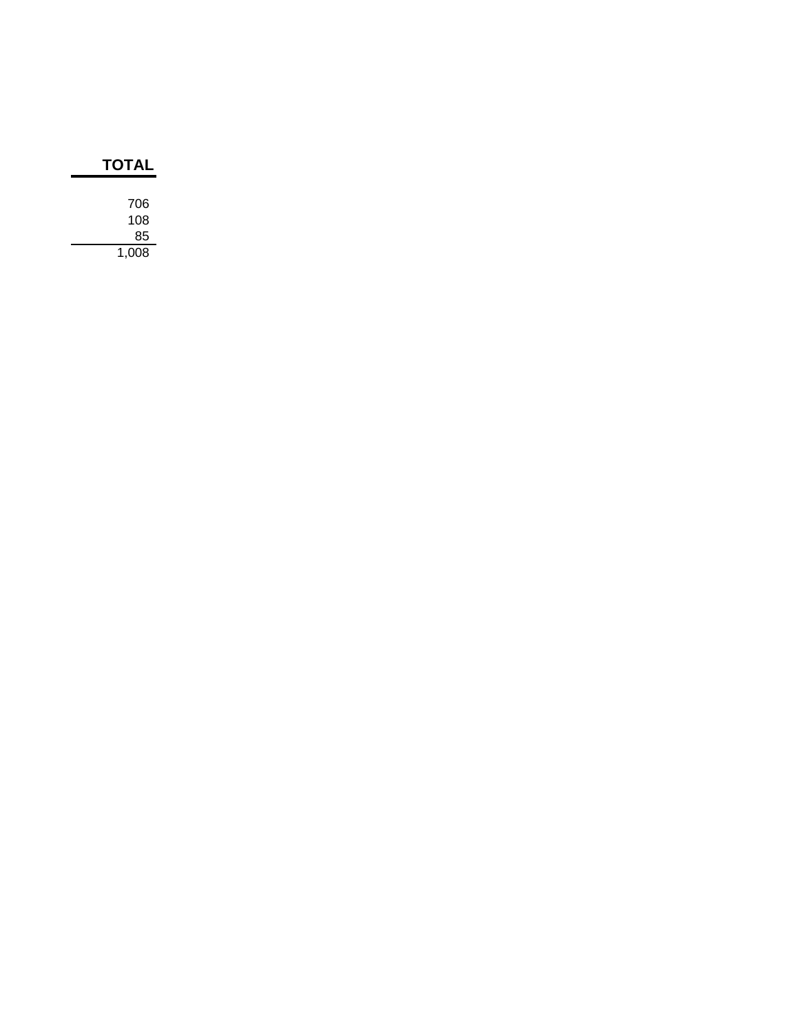| TOTAL |
| ---: |
| 706 |
| 108 |
| 85 |
| 1,008 |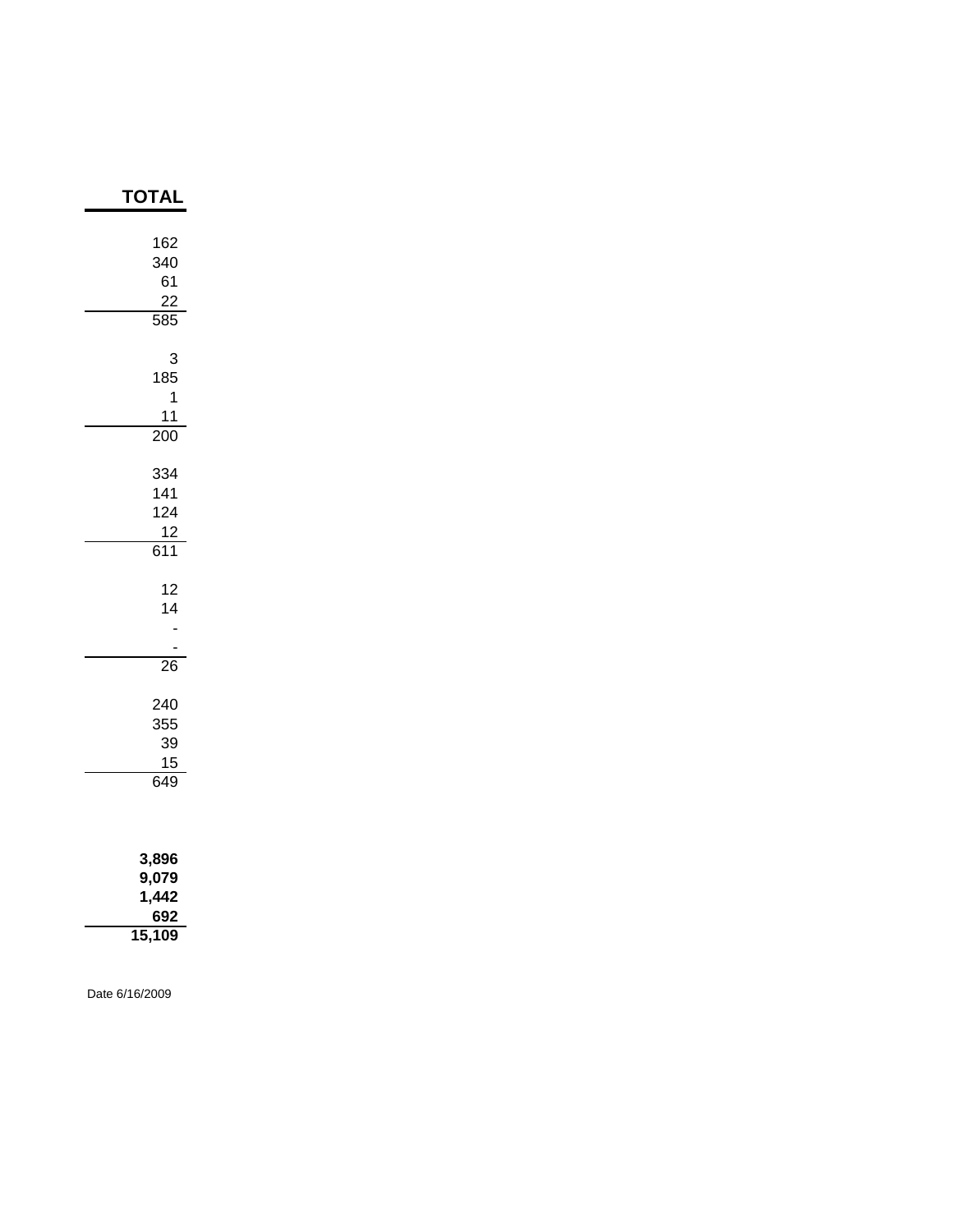| TOTAL |
| --- |
| 162 |
| 340 |
| 61 |
| 22 |
| 585 |
| |
| 3 |
| 185 |
| 1 |
| 11 |
| 200 |
| |
| 334 |
| 141 |
| 124 |
| 12 |
| 611 |
| |
| 12 |
| 14 |
| - |
| - |
| 26 |
| |
| 240 |
| 355 |
| 39 |
| 15 |
| 649 |
| |
| **3,896** |
| **9,079** |
| **1,442** |
| **692** |
| **15,109** |

Date 6/16/2009